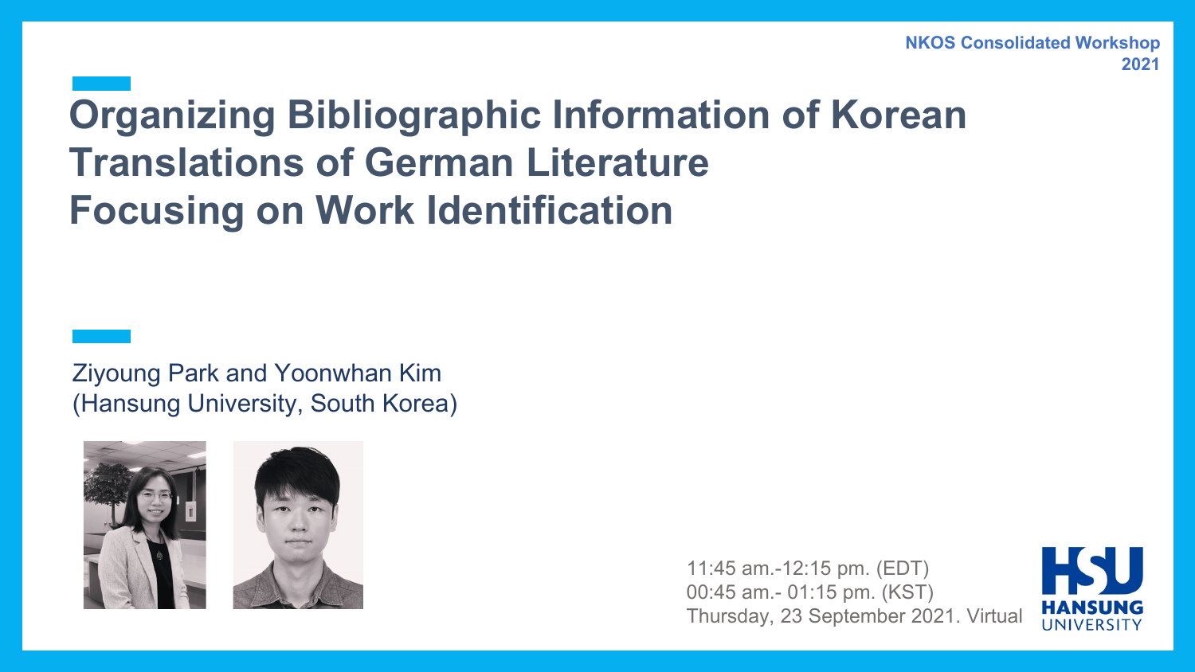NKOS Consolidated Workshop 2021

# Organizing Bibliographic Information of Korean Translations of German Literature Focusing on Work Identification

Ziyoung Park and Yoonwhan Kim
(Hansung University, South Korea)

11:45 am.-12:15 pm. (EDT)
00:45 am.- 01:15 pm. (KST)
Thursday, 23 September 2021. Virtual

HSU HANSUNG UNIVERSITY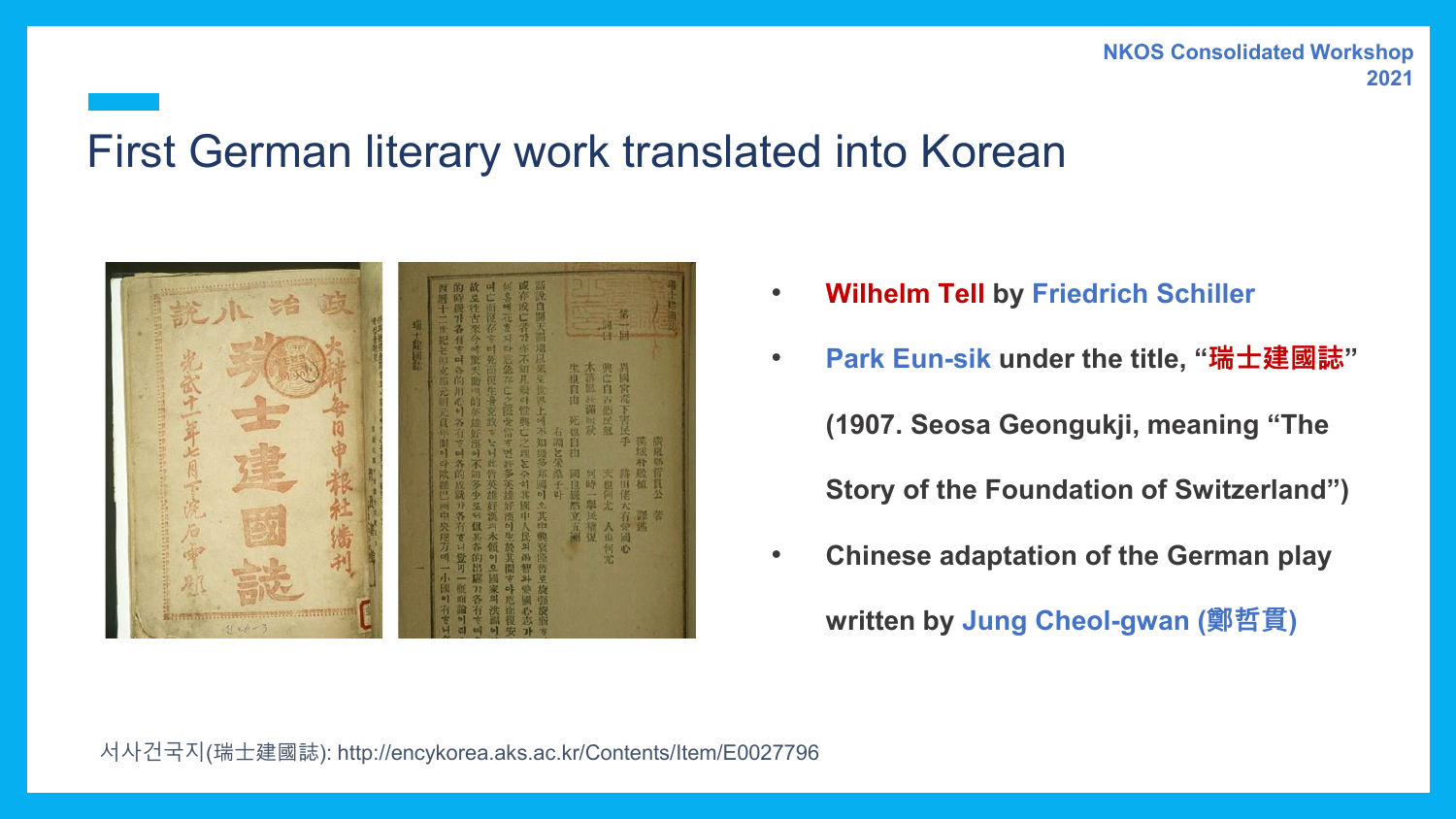# First German literary work translated into Korean

- **Wilhelm Tell by Friedrich Schiller**
- **Park Eun-sik under the title, “瑞士建國誌” (1907. Seosa Geongukji, meaning “The Story of the Foundation of Switzerland”)**
- **Chinese adaptation of the German play written by Jung Cheol-gwan (鄭哲貫)**

서사건국지(瑞士建國誌): http://encykorea.aks.ac.kr/Contents/Item/E0027796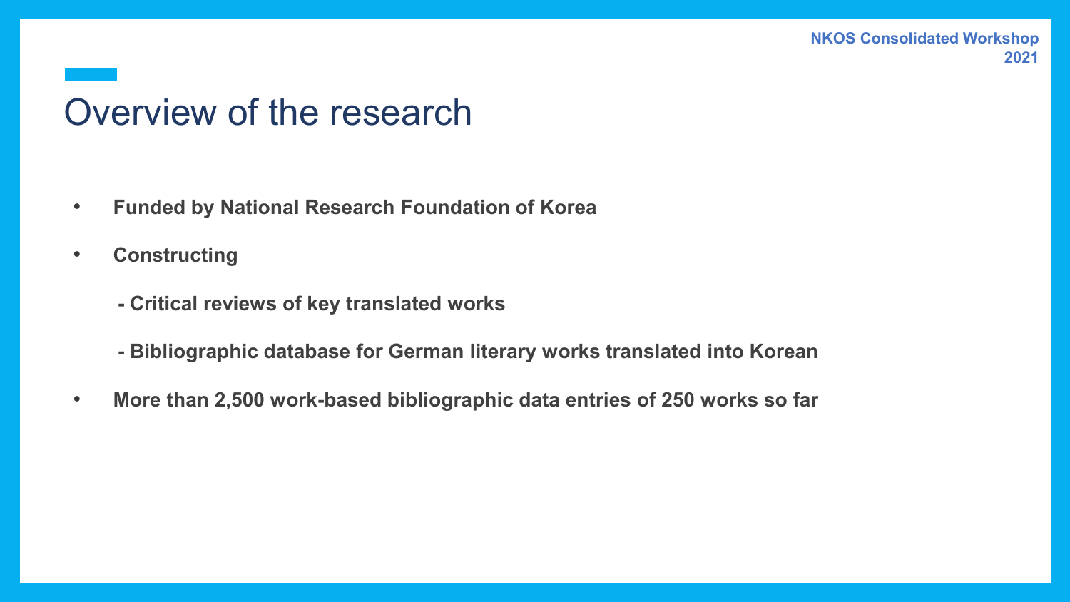# Overview of the research

- **Funded by National Research Foundation of Korea**
- **Constructing**
  - **Critical reviews of key translated works**
  - **Bibliographic database for German literary works translated into Korean**
- **More than 2,500 work-based bibliographic data entries of 250 works so far**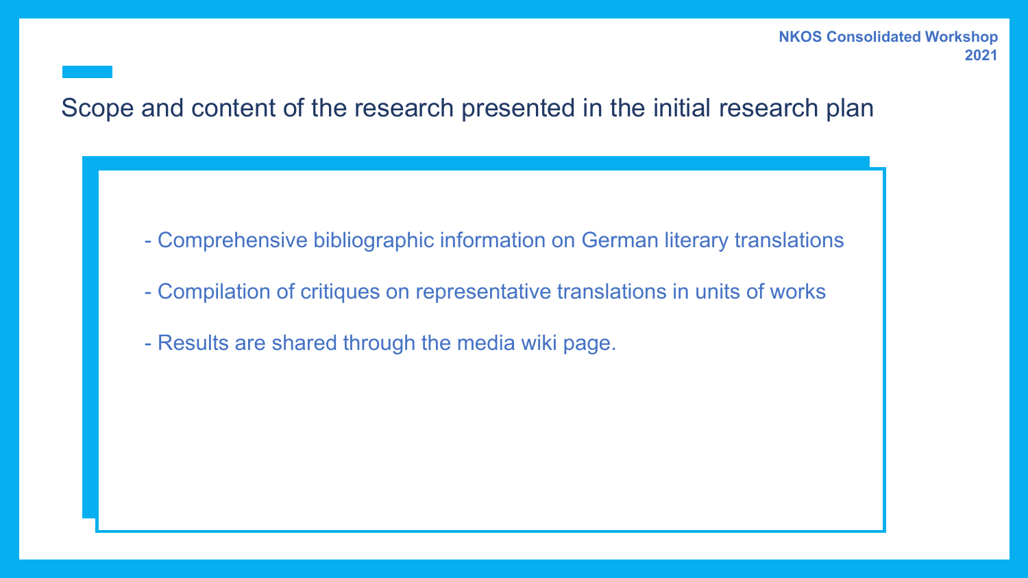## Scope and content of the research presented in the initial research plan

- Comprehensive bibliographic information on German literary translations
- Compilation of critiques on representative translations in units of works
- Results are shared through the media wiki page.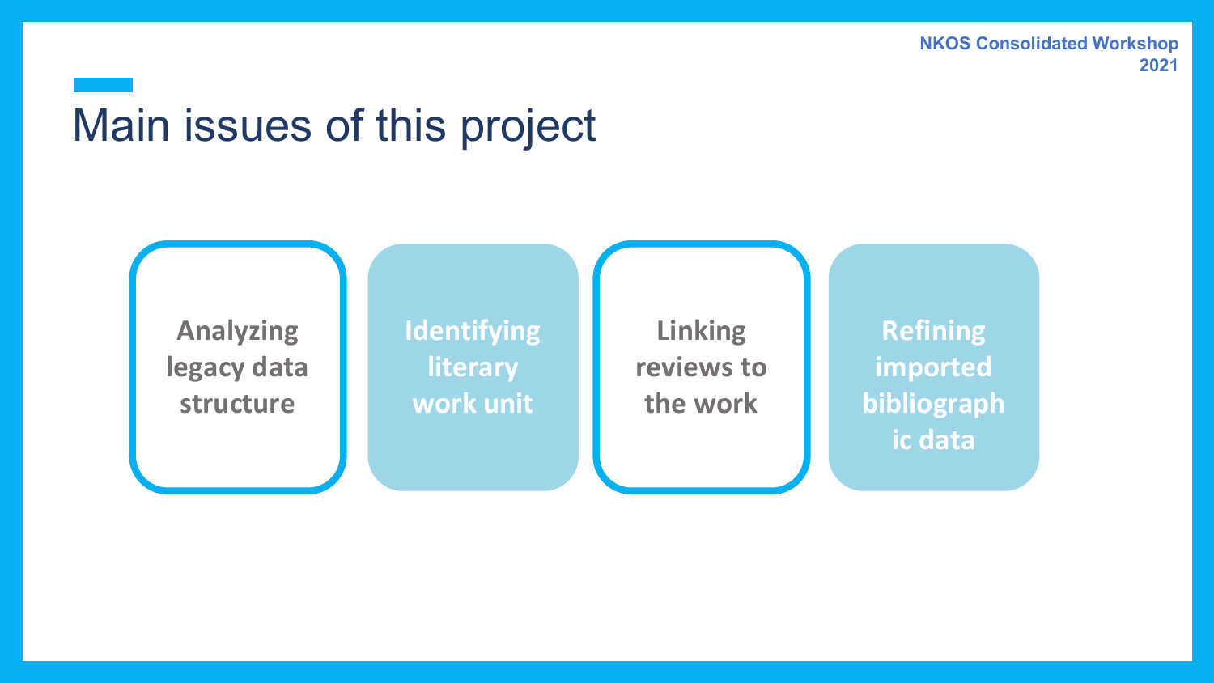# Main issues of this project

- Analyzing legacy data structure
- Identifying literary work unit
- Linking reviews to the work
- Refining imported bibliographic data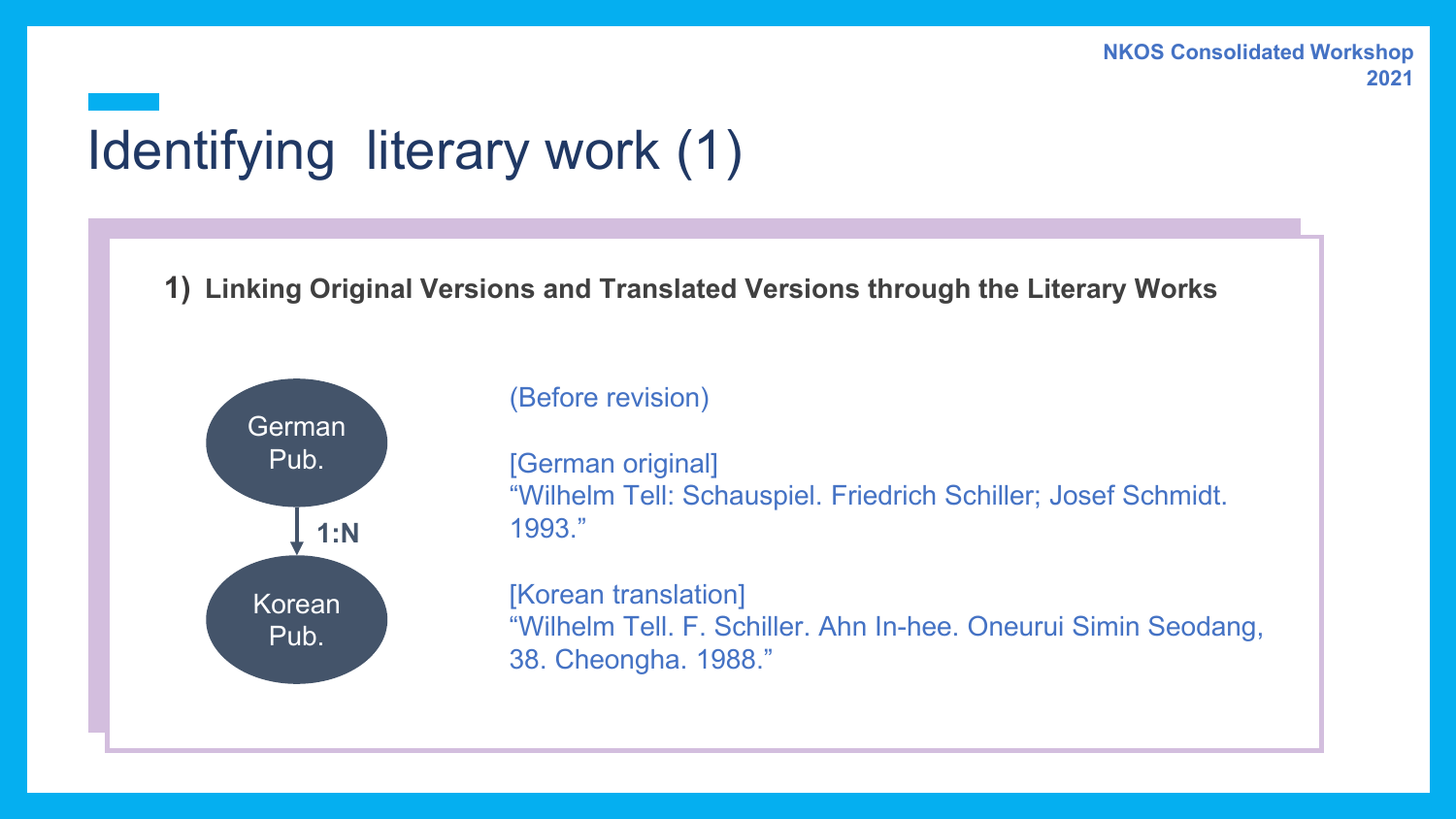# Identifying literary work (1)

**1) Linking Original Versions and Translated Versions through the Literary Works**

German Pub.

1:N

Korean Pub.

(Before revision)

[German original]
"Wilhelm Tell: Schauspiel. Friedrich Schiller; Josef Schmidt. 1993."

[Korean translation]
"Wilhelm Tell. F. Schiller. Ahn In-hee. Oneurui Simin Seodang, 38. Cheongha. 1988."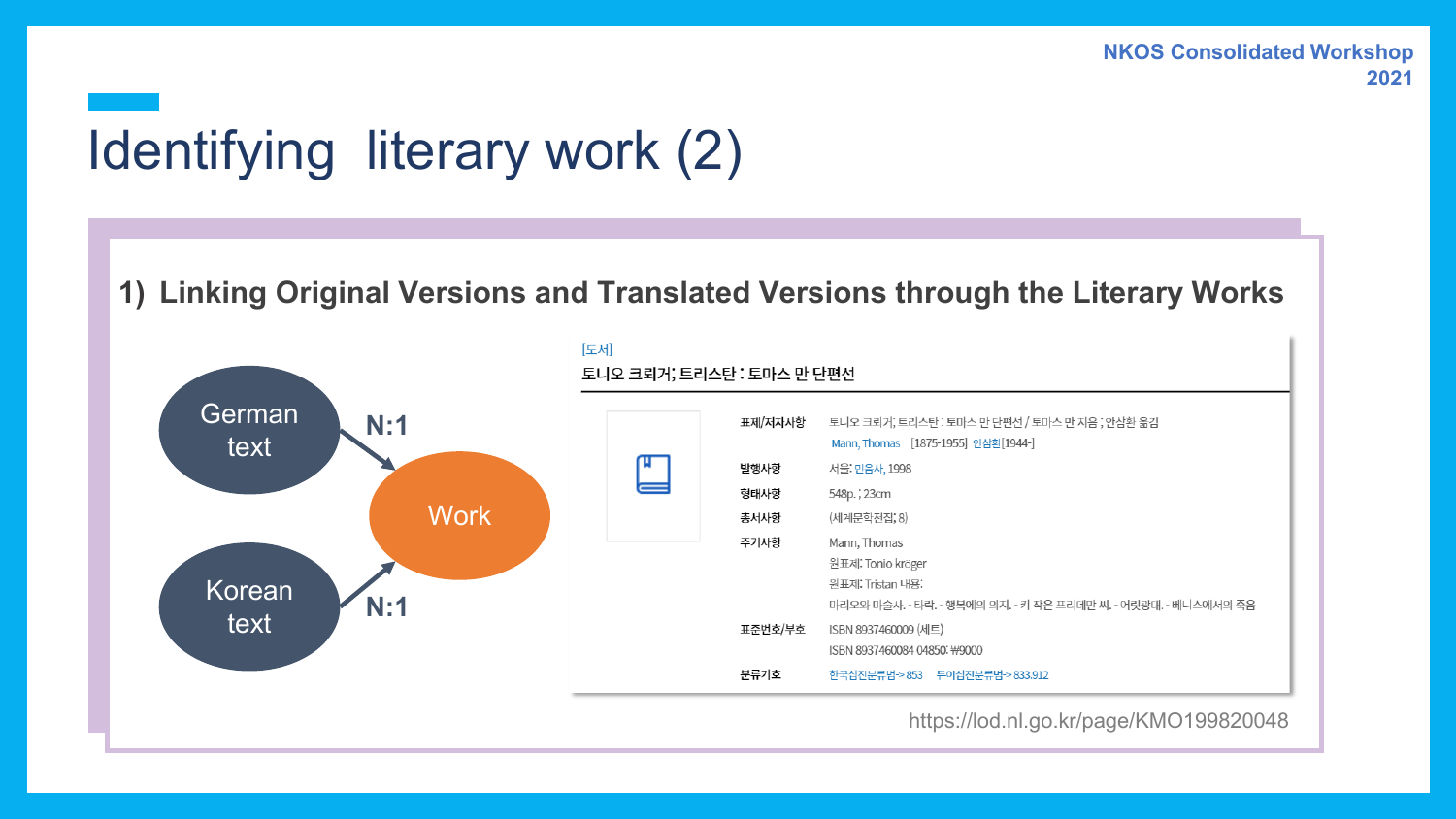# Identifying literary work (2)

## 1) Linking Original Versions and Translated Versions through the Literary Works

German text → N:1 → Work

Korean text → N:1 → Work

[도서]

토니오 크뢰거; 트리스탄 : 토마스 만 단편선

| | |
|---|---|
| 표제/저자사항 | 토니오 크뢰거; 트리스탄 : 토마스 만 단편선 / 토마스 만 지음 ; 안삼환 옮김<br>Mann, Thomas [1875-1955] 안삼환[1944-] |
| 발행사항 | 서울: 민음사, 1998 |
| 형태사항 | 548p. ; 23cm |
| 총서사항 | (세계문학전집; 8) |
| 주기사항 | Mann, Thomas<br>원표제: Tonio kröger<br>원표제: Tristan 내용:<br>마리오와 마술사. - 타락. - 행복에의 의지. - 키 작은 프리데만 씨. - 어릿광대. - 베니스에서의 죽음 |
| 표준번호/부호 | ISBN 8937460009 (세트)<br>ISBN 8937460084 04850: ₩9000 |
| 분류기호 | 한국십진분류법-> 853 듀이십진분류법-> 833.912 |

https://lod.nl.go.kr/page/KMO199820048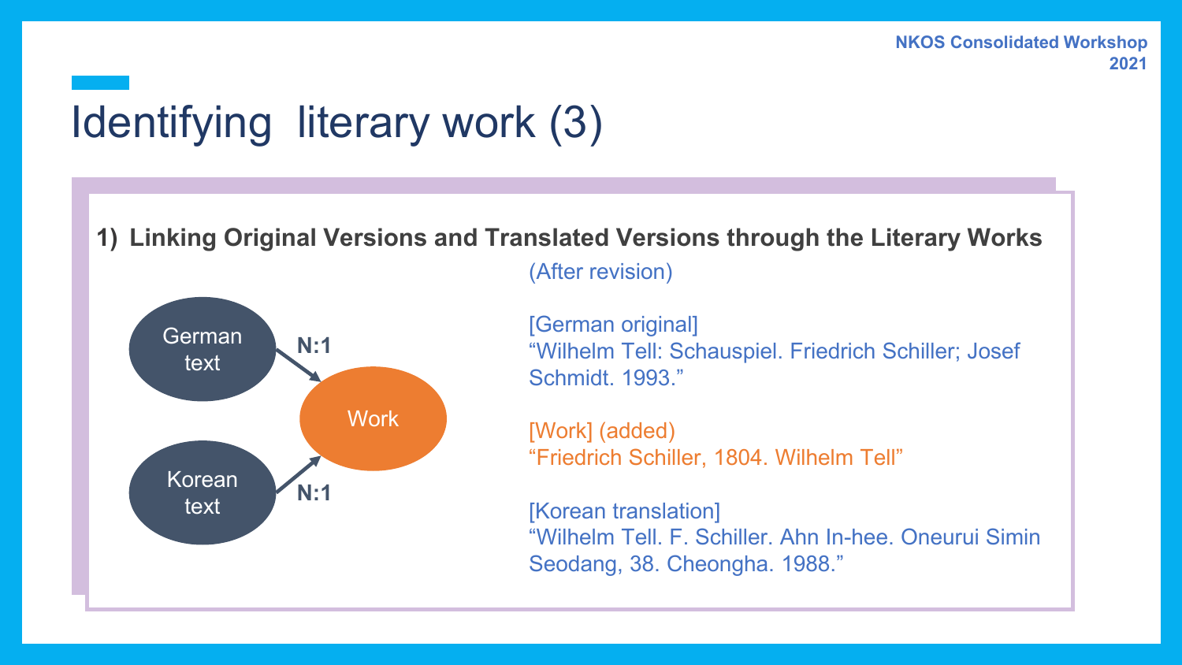# Identifying literary work (3)

**1) Linking Original Versions and Translated Versions through the Literary Works**

German text —N:1→ Work

Korean text —N:1→ Work

(After revision)

[German original]
"Wilhelm Tell: Schauspiel. Friedrich Schiller; Josef Schmidt. 1993."

[Work] (added)
"Friedrich Schiller, 1804. Wilhelm Tell"

[Korean translation]
"Wilhelm Tell. F. Schiller. Ahn In-hee. Oneurui Simin Seodang, 38. Cheongha. 1988."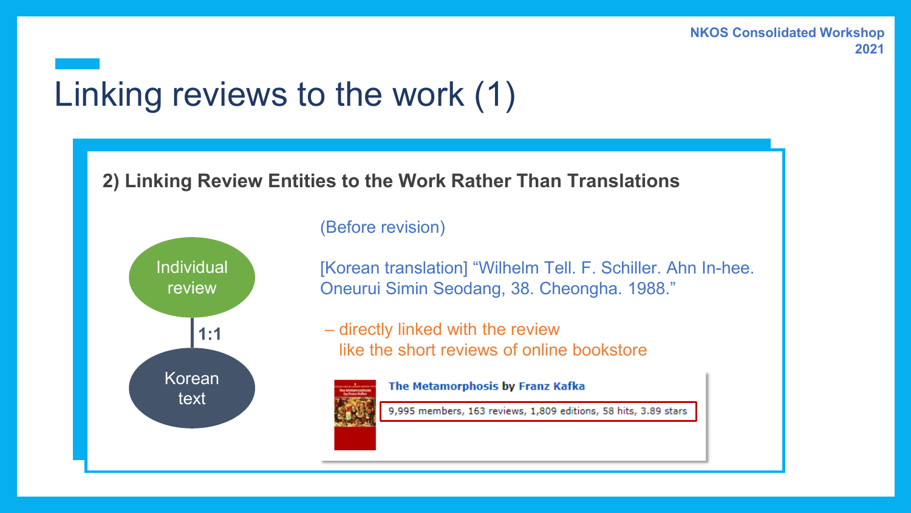# Linking reviews to the work (1)

**2) Linking Review Entities to the Work Rather Than Translations**

Individual review

1:1

Korean text

(Before revision)

[Korean translation] "Wilhelm Tell. F. Schiller. Ahn In-hee. Oneurui Simin Seodang, 38. Cheongha. 1988."

– directly linked with the review like the short reviews of online bookstore

**The Metamorphosis by Franz Kafka**

9,995 members, 163 reviews, 1,809 editions, 58 hits, 3.89 stars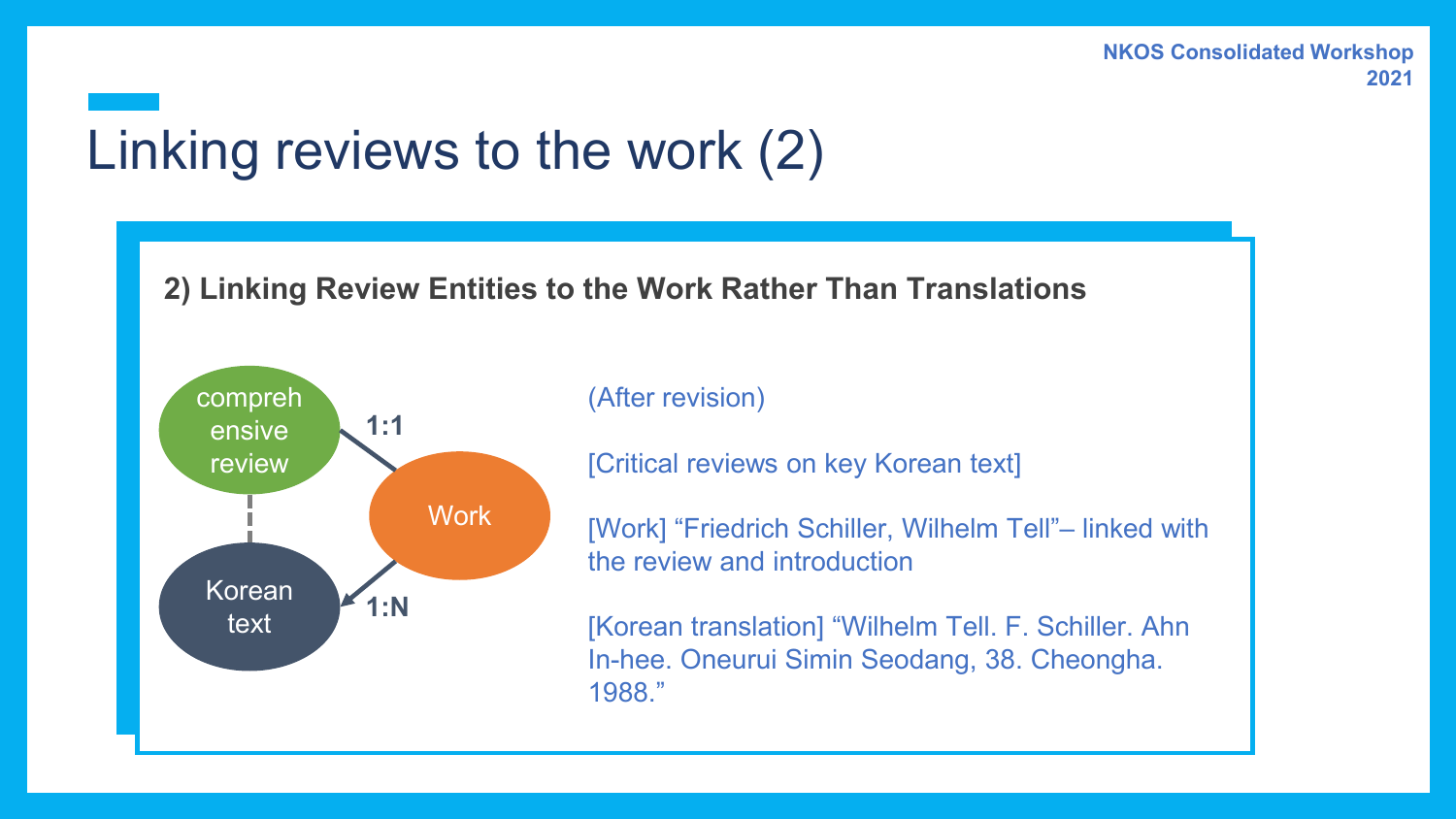# Linking reviews to the work (2)

## 2) Linking Review Entities to the Work Rather Than Translations

comprehensive review — 1:1 — Work

Work — 1:N → Korean text

(After revision)

[Critical reviews on key Korean text]

[Work] “Friedrich Schiller, Wilhelm Tell”– linked with the review and introduction

[Korean translation] “Wilhelm Tell. F. Schiller. Ahn In-hee. Oneurui Simin Seodang, 38. Cheongha. 1988.”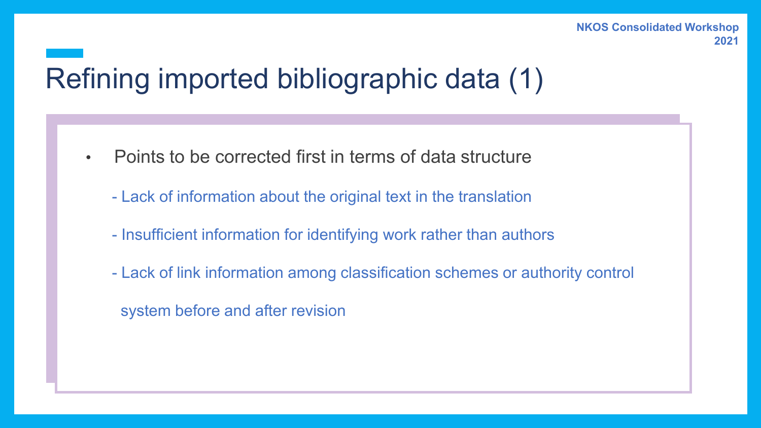# Refining imported bibliographic data (1)

- Points to be corrected first in terms of data structure
  - Lack of information about the original text in the translation
  - Insufficient information for identifying work rather than authors
  - Lack of link information among classification schemes or authority control system before and after revision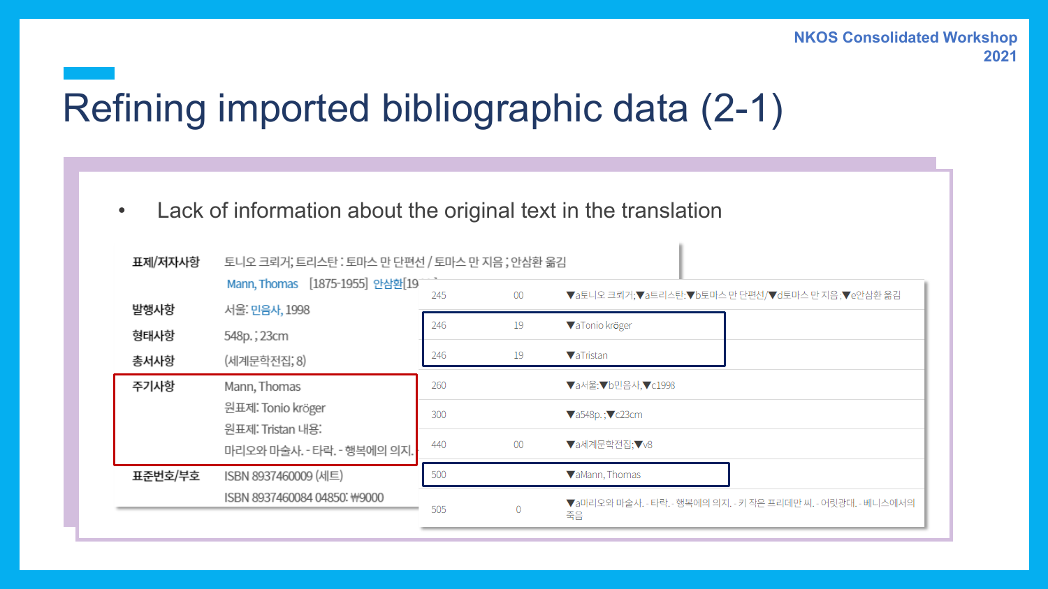# Refining imported bibliographic data (2-1)

- Lack of information about the original text in the translation

| | |
|---|---|
| 표제/저자사항 | 토니오 크뢰거; 트리스탄 : 토마스 만 단편선 / 토마스 만 지음 ; 안삼환 옮김 |
| | Mann, Thomas [1875-1955] 안삼환[19 |
| 발행사항 | 서울: 민음사, 1998 |
| 형태사항 | 548p. ; 23cm |
| 총서사항 | (세계문학전집; 8) |
| 주기사항 | Mann, Thomas |
| | 원표제: Tonio kröger |
| | 원표제: Tristan 내용: |
| | 마리오와 마술사. - 타락. - 행복에의 의지. |
| 표준번호/부호 | ISBN 8937460009 (세트) |
| | ISBN 8937460084 04850: ₩9000 |

| | | |
|---|---|---|
| 245 | 00 | ▼a토니오 크뢰거;▼a트리스탄:▼b토마스 만 단편선/▼d토마스 만 지음 ;▼e안삼환 옮김 |
| 246 | 19 | ▼aTonio kröger |
| 246 | 19 | ▼aTristan |
| 260 | | ▼a서울:▼b민음사,▼c1998 |
| 300 | | ▼a548p. ;▼c23cm |
| 440 | 00 | ▼a세계문학전집;▼v8 |
| 500 | | ▼aMann, Thomas |
| 505 | 0 | ▼a마리오와 마술사. - 타락. - 행복에의 의지. - 키 작은 프리데만 씨. - 어릿광대. - 베니스에서의 죽음 |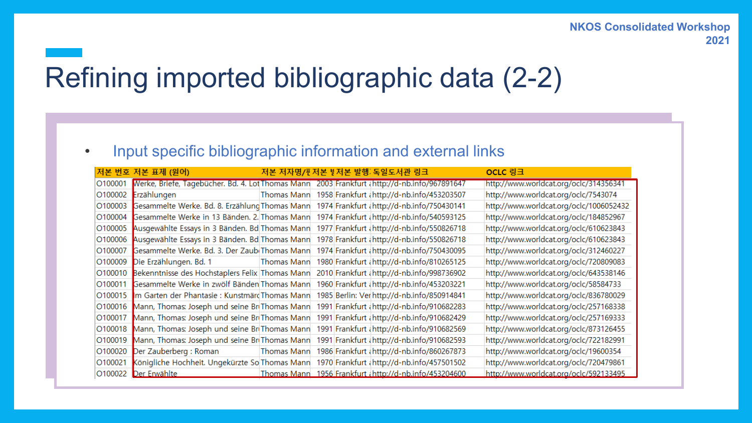# Refining imported bibliographic data (2-2)

- Input specific bibliographic information and external links

| 저본 번호 | 저본 표제 (원어) | 저본 저자명/편 | 저본 발 | 저본 발행 | 독일도서관 링크 | OCLC 링크 |
|---|---|---|---|---|---|---|
| O100001 | Werke, Briefe, Tagebücher. Bd. 4. Lot | Thomas Mann | 2003 | Frankfurt a | http://d-nb.info/967891647 | http://www.worldcat.org/oclc/314356341 |
| O100002 | Erzählungen | Thomas Mann | 1958 | Frankfurt a | http://d-nb.info/453203507 | http://www.worldcat.org/oclc/7543074 |
| O100003 | Gesammelte Werke. Bd. 8. Erzählung | Thomas Mann | 1974 | Frankfurt a | http://d-nb.info/750430141 | http://www.worldcat.org/oclc/1006052432 |
| O100004 | Gesammelte Werke in 13 Bänden. 2. | Thomas Mann | 1974 | Frankfurt a | http://d-nb.info/540593125 | http://www.worldcat.org/oclc/184852967 |
| O100005 | Ausgewählte Essays in 3 Bänden. Bd | Thomas Mann | 1977 | Frankfurt a | http://d-nb.info/550826718 | http://www.worldcat.org/oclc/610623843 |
| O100006 | Ausgewählte Essays in 3 Bänden. Bd | Thomas Mann | 1978 | Frankfurt a | http://d-nb.info/550826718 | http://www.worldcat.org/oclc/610623843 |
| O100007 | Gesammelte Werke. Bd. 3. Der Zaub | Thomas Mann | 1974 | Frankfurt a | http://d-nb.info/750430095 | http://www.worldcat.org/oclc/312460227 |
| O100009 | Die Erzählungen. Bd. 1 | Thomas Mann | 1980 | Frankfurt a | http://d-nb.info/810265125 | http://www.worldcat.org/oclc/720809083 |
| O100010 | Bekenntnisse des Hochstaplers Felix | Thomas Mann | 2010 | Frankfurt a | http://d-nb.info/998736902 | http://www.worldcat.org/oclc/643538146 |
| O100011 | Gesammelte Werke in zwölf Bänden | Thomas Mann | 1960 | Frankfurt a | http://d-nb.info/453203221 | http://www.worldcat.org/oclc/58584733 |
| O100015 | Im Garten der Phantasie : Kunstmärc | Thomas Mann | 1985 | Berlin: Ver | http://d-nb.info/850914841 | http://www.worldcat.org/oclc/836780029 |
| O100016 | Mann, Thomas: Joseph und seine Br | Thomas Mann | 1991 | Frankfurt a | http://d-nb.info/910682283 | http://www.worldcat.org/oclc/257168338 |
| O100017 | Mann, Thomas: Joseph und seine Br | Thomas Mann | 1991 | Frankfurt a | http://d-nb.info/910682429 | http://www.worldcat.org/oclc/257169333 |
| O100018 | Mann, Thomas: Joseph und seine Br | Thomas Mann | 1991 | Frankfurt a | http://d-nb.info/910682569 | http://www.worldcat.org/oclc/873126455 |
| O100019 | Mann, Thomas: Joseph und seine Br | Thomas Mann | 1991 | Frankfurt a | http://d-nb.info/910682593 | http://www.worldcat.org/oclc/722182991 |
| O100020 | Der Zauberberg : Roman | Thomas Mann | 1986 | Frankfurt a | http://d-nb.info/860267873 | http://www.worldcat.org/oclc/19600354 |
| O100021 | Königliche Hoheit. Ungekürzte So | Thomas Mann | 1970 | Frankfurt a | http://d-nb.info/457501502 | http://www.worldcat.org/oclc/720479861 |
| O100022 | Der Erwählte | Thomas Mann | 1956 | Frankfurt a | http://d-nb.info/453204600 | http://www.worldcat.org/oclc/592133495 |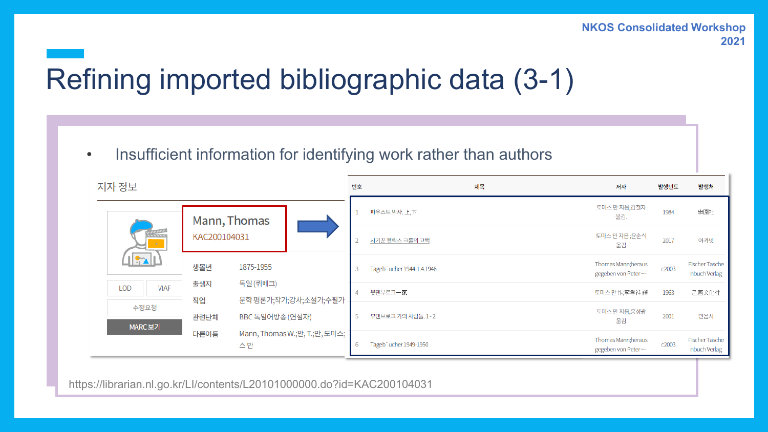# Refining imported bibliographic data (3-1)

- Insufficient information for identifying work rather than authors

저자 정보

**Mann, Thomas**
KAC200104031

LOD | VIAF

수정요청

MARC 보기

| | |
|---|---|
| 생몰년 | 1875-1955 |
| 출생지 | 독일 (뤼베크) |
| 직업 | 문학 평론가;작가;강사;소설가;수필가 |
| 관련단체 | BBC 독일어방송 (연설자) |
| 다른이름 | Mann, Thomas W.;만, T.;만, 도마스;스 만 |

| 번호 | 제목 | 저자 | 발행년도 | 발행처 |
|---|---|---|---|---|
| 1 | 파우스트 박사. 上,下 | 도마스 만 지음;김정자 옮김. | 1984 | 學園社 |
| 2 | 사기꾼 펠릭스 크룰의 고백 | 토마스 만 지음;윤순식 옮김 | 2017 | 아카넷 |
| 3 | Tageb¨ucher 1944-1.4.1946 | Thomas Mann;herausgegeben von Peter… | c2003 | Fischer Taschenbuch Verlag |
| 4 | 붓덴부르크一家 | 도마스 만 作;李孝祥 譯 | 1963 | 乙酉文化社 |
| 5 | 부덴브로크 가의 사람들. 1-2 | 토마스 만 지음;홍성광 옮김 | 2001 | 민음사 |
| 6 | Tageb¨ucher 1949-1950 | Thomas Mann;herausgegeben von Peter… | c2003 | Fischer Taschenbuch Verlag |

https://librarian.nl.go.kr/LI/contents/L20101000000.do?id=KAC200104031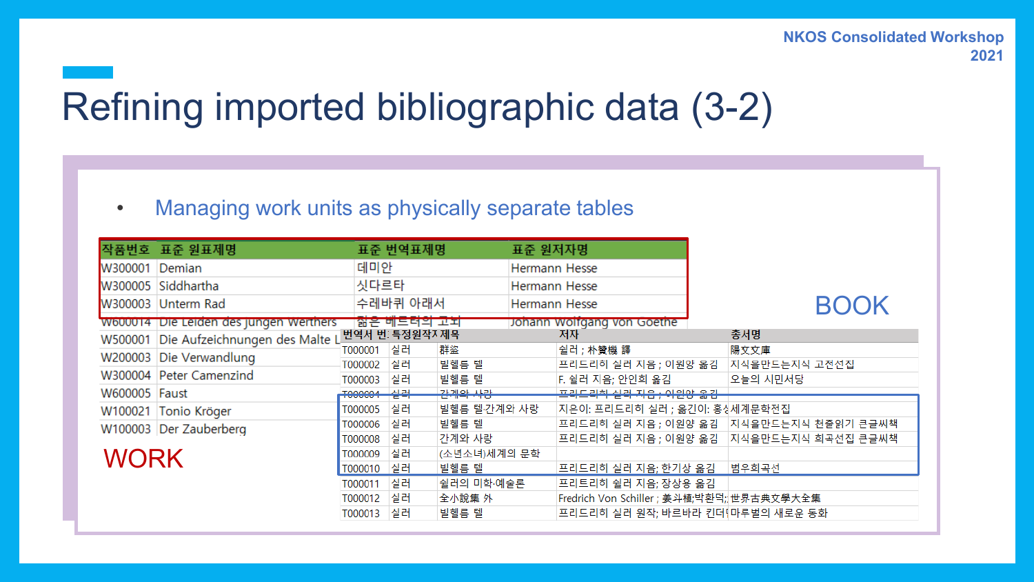# Refining imported bibliographic data (3-2)

- Managing work units as physically separate tables

| 작품번호 | 표준 원표제명 | 표준 번역표제명 | 표준 원저자명 |
|---|---|---|---|
| W300001 | Demian | 데미안 | Hermann Hesse |
| W300005 | Siddhartha | 싯다르타 | Hermann Hesse |
| W300003 | Unterm Rad | 수레바퀴 아래서 | Hermann Hesse |
| W600014 | Die Leiden des jungen Werthers | 젊은 베르터의 고뇌 | Johann Wolfgang von Goethe |
| W500001 | Die Aufzeichnungen des Malte L | | |
| W200003 | Die Verwandlung | | |
| W300004 | Peter Camenzind | | |
| W600005 | Faust | | |
| W100021 | Tonio Kröger | | |
| W100003 | Der Zauberberg | | |

WORK

BOOK

| 번역서 번 | 특정원작자 | 제목 | 저자 | 총서명 |
|---|---|---|---|---|
| T000001 | 실러 | 群盜 | 실러 ; 朴贊機 譯 | 陽文文庫 |
| T000002 | 실러 | 빌헬름 텔 | 프리드리히 실러 지음 ; 이원양 옮김 | 지식을만드는지식 고전선집 |
| T000003 | 실러 | 빌헬름 텔 | F. 실러 지음; 안인희 옮김 | 오늘의 시민서당 |
| T000004 | 실러 | 간계와 사랑 | 프리드리히 실러 지음 ; 이원양 옮김 | |
| T000005 | 실러 | 빌헬름 텔.간계와 사랑 | 지은이: 프리드리히 실러 ; 옮긴이: 홍 | 세계문학전집 |
| T000006 | 실러 | 빌헬름 텔 | 프리드리히 실러 지음 ; 이원양 옮김 | 지식을만드는지식 천줄읽기 큰글씨책 |
| T000008 | 실러 | 간계와 사랑 | 프리드리히 실러 지음 ; 이원양 옮김 | 지식을만드는지식 희곡선집 큰글씨책 |
| T000009 | 실러 | (소년소녀)세계의 문학 | | |
| T000010 | 실러 | 빌헬름 텔 | 프리드리히 실러 지음; 한기상 옮김 | 범우희곡선 |
| T000011 | 실러 | 실러의 미학·예술론 | 프리트리히 쉴러 지음; 장상용 옮김 | |
| T000012 | 실러 | 全小說集 外 | Fredrich Von Schiller ; 姜斗植;박환덕; | 世界古典文學大全集 |
| T000013 | 실러 | 빌헬름 텔 | 프리드리히 실러 원작; 바르바라 킨더 | 마루벌의 새로운 동화 |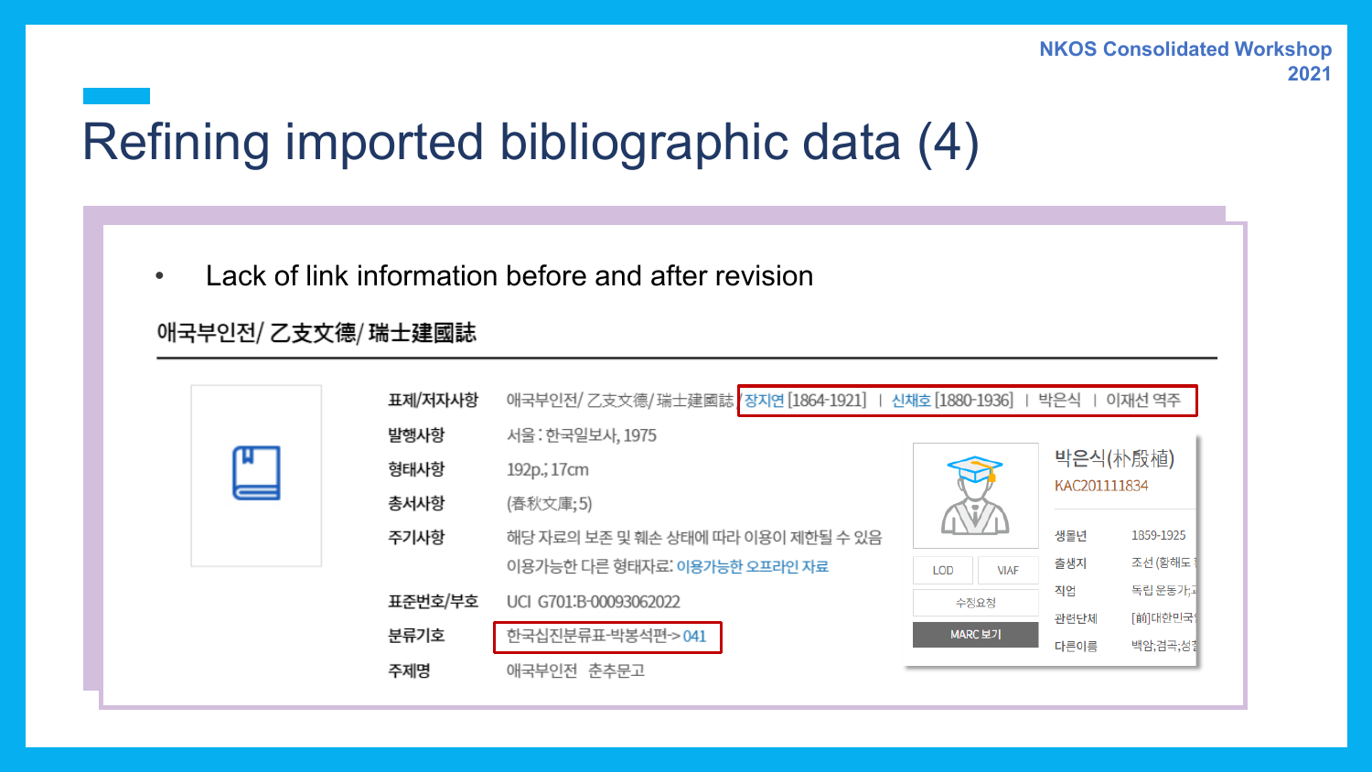# Refining imported bibliographic data (4)

- Lack of link information before and after revision

## 애국부인전/ 乙支文德/ 瑞士建國誌

| | |
|---|---|
| 표제/저자사항 | 애국부인전/ 乙支文德/ 瑞士建國誌 장지연 [1864-1921] \| 신채호 [1880-1936] \| 박은식 \| 이재선 역주 |
| 발행사항 | 서울 : 한국일보사, 1975 |
| 형태사항 | 192p.; 17cm |
| 총서사항 | (春秋文庫;5) |
| 주기사항 | 해당 자료의 보존 및 훼손 상태에 따라 이용이 제한될 수 있음 |
| | 이용가능한 다른 형태자료: 이용가능한 오프라인 자료 |
| 표준번호/부호 | UCI G701:B-00093062022 |
| 분류기호 | 한국십진분류표-박봉석편-> 041 |
| 주제명 | 애국부인전 춘추문고 |

박은식(朴殷植)
KAC201111834

LOD | VIAF
수정요청
MARC 보기

| | |
|---|---|
| 생몰년 | 1859-1925 |
| 출생지 | 조선 (황해도 |
| 직업 | 독립 운동가,교 |
| 관련단체 | [前]대한민국 |
| 다른이름 | 백암;겸곡;성 |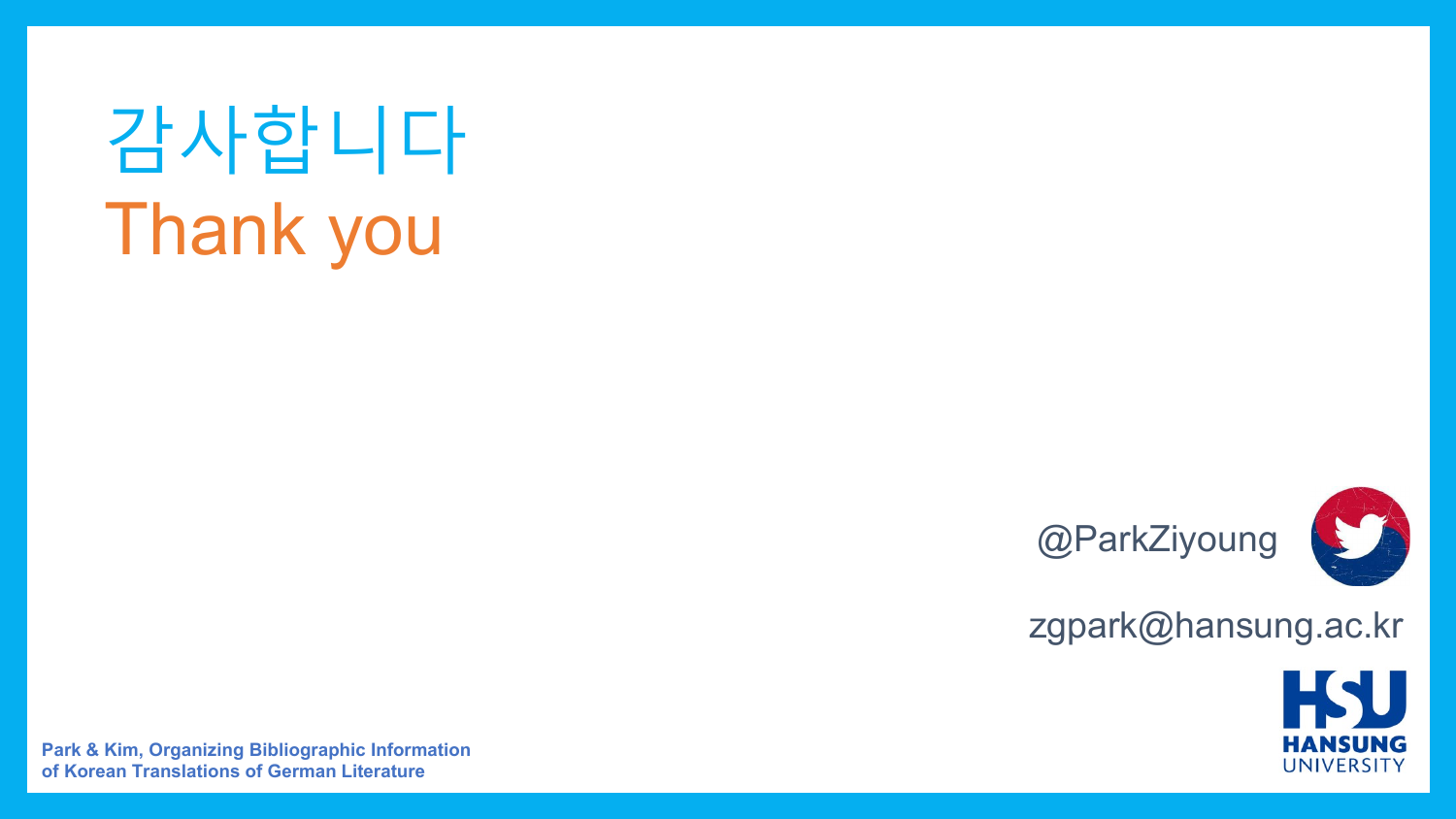# 감사합니다

# Thank you

@ParkZiyoung

zgpark@hansung.ac.kr

HSU
HANSUNG
UNIVERSITY

**Park & Kim, Organizing Bibliographic Information of Korean Translations of German Literature**